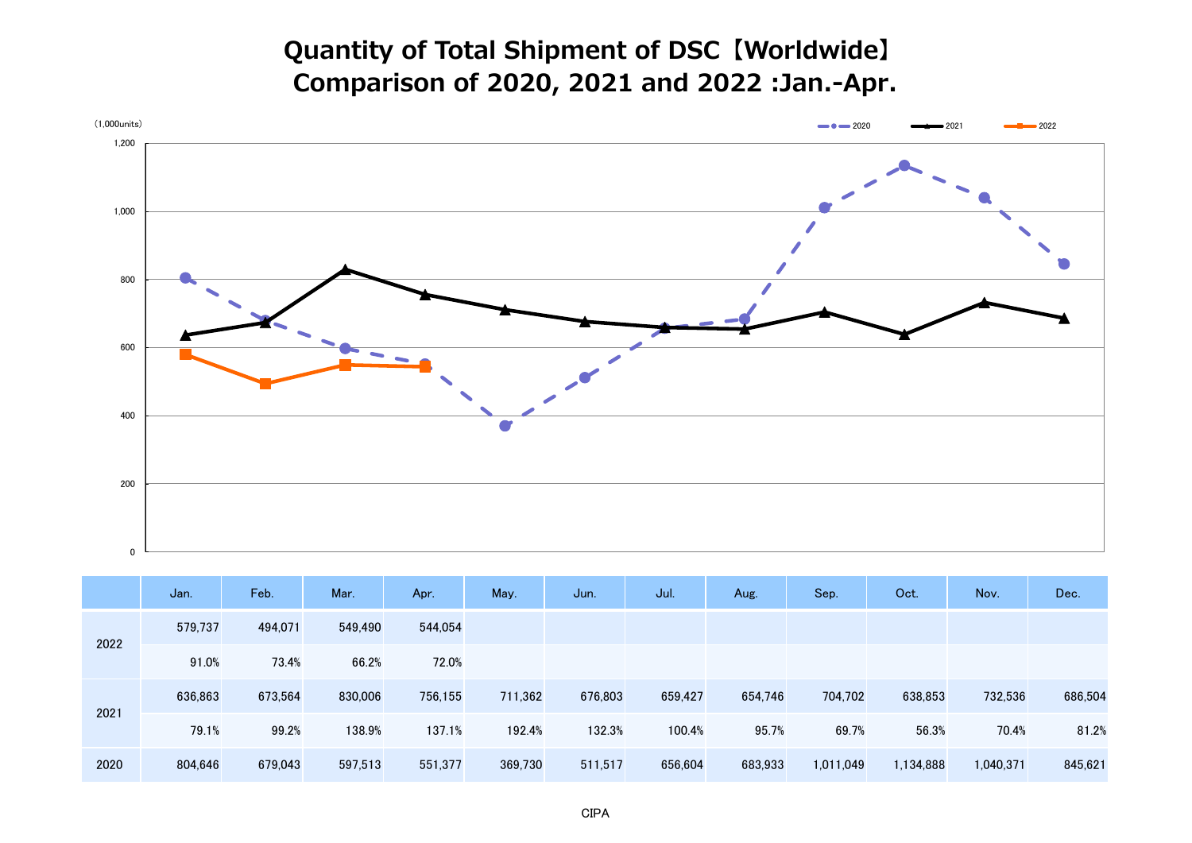# Quantity of Total Shipment of DSC【Worldwide】
## Comparison of 2020, 2021 and 2022 :Jan.-Apr.

(1,000units)

| | Jan. | Feb. | Mar. | Apr. | May. | Jun. | Jul. | Aug. | Sep. | Oct. | Nov. | Dec. |
|---|---|---|---|---|---|---|---|---|---|---|---|---|
| 2022 | 579,737 | 494,071 | 549,490 | 544,054 | | | | | | | | |
| | 91.0% | 73.4% | 66.2% | 72.0% | | | | | | | | |
| 2021 | 636,863 | 673,564 | 830,006 | 756,155 | 711,362 | 676,803 | 659,427 | 654,746 | 704,702 | 638,853 | 732,536 | 686,504 |
| | 79.1% | 99.2% | 138.9% | 137.1% | 192.4% | 132.3% | 100.4% | 95.7% | 69.7% | 56.3% | 70.4% | 81.2% |
| 2020 | 804,646 | 679,043 | 597,513 | 551,377 | 369,730 | 511,517 | 656,604 | 683,933 | 1,011,049 | 1,134,888 | 1,040,371 | 845,621 |

CIPA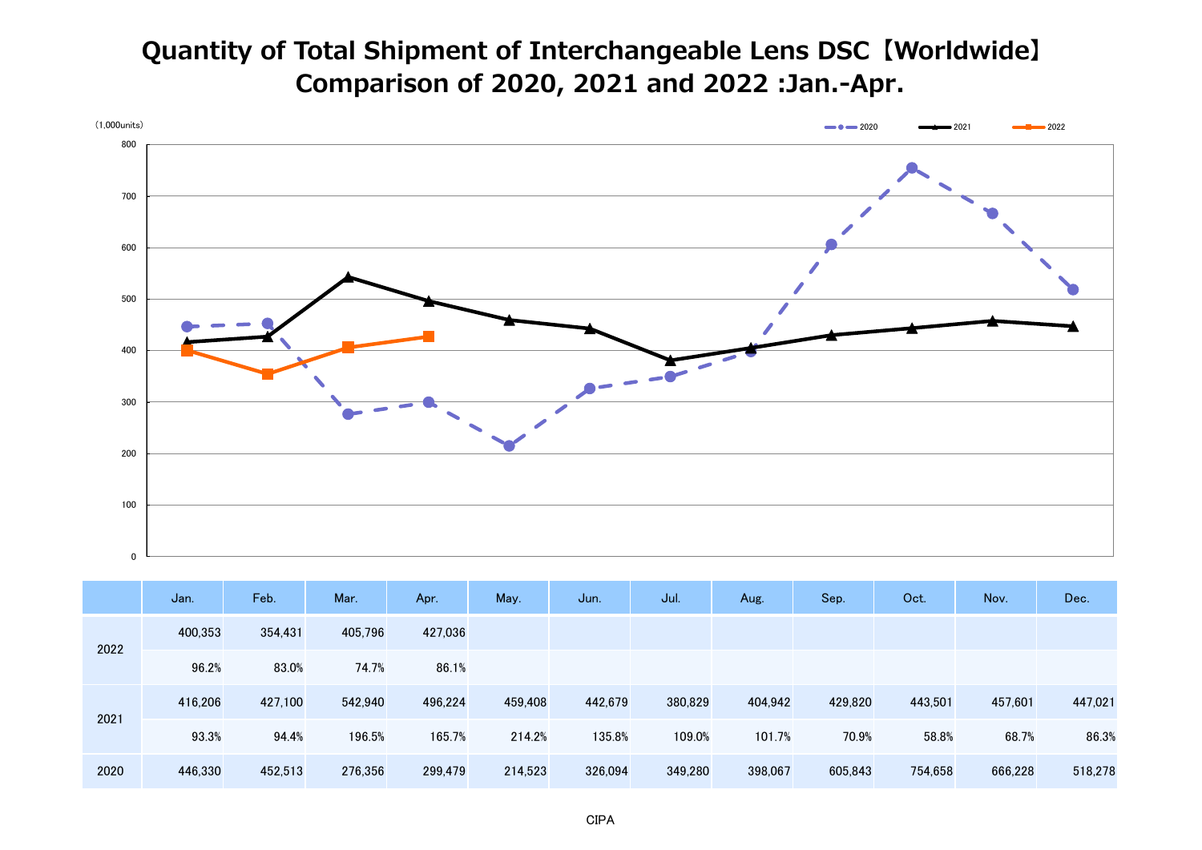# Quantity of Total Shipment of Interchangeable Lens DSC【Worldwide】
# Comparison of 2020, 2021 and 2022 :Jan.-Apr.

(1,000units)

| | Jan. | Feb. | Mar. | Apr. | May. | Jun. | Jul. | Aug. | Sep. | Oct. | Nov. | Dec. |
|---|---|---|---|---|---|---|---|---|---|---|---|---|
| 2022 | 400,353 | 354,431 | 405,796 | 427,036 | | | | | | | | |
| | 96.2% | 83.0% | 74.7% | 86.1% | | | | | | | | |
| 2021 | 416,206 | 427,100 | 542,940 | 496,224 | 459,408 | 442,679 | 380,829 | 404,942 | 429,820 | 443,501 | 457,601 | 447,021 |
| | 93.3% | 94.4% | 196.5% | 165.7% | 214.2% | 135.8% | 109.0% | 101.7% | 70.9% | 58.8% | 68.7% | 86.3% |
| 2020 | 446,330 | 452,513 | 276,356 | 299,479 | 214,523 | 326,094 | 349,280 | 398,067 | 605,843 | 754,658 | 666,228 | 518,278 |

CIPA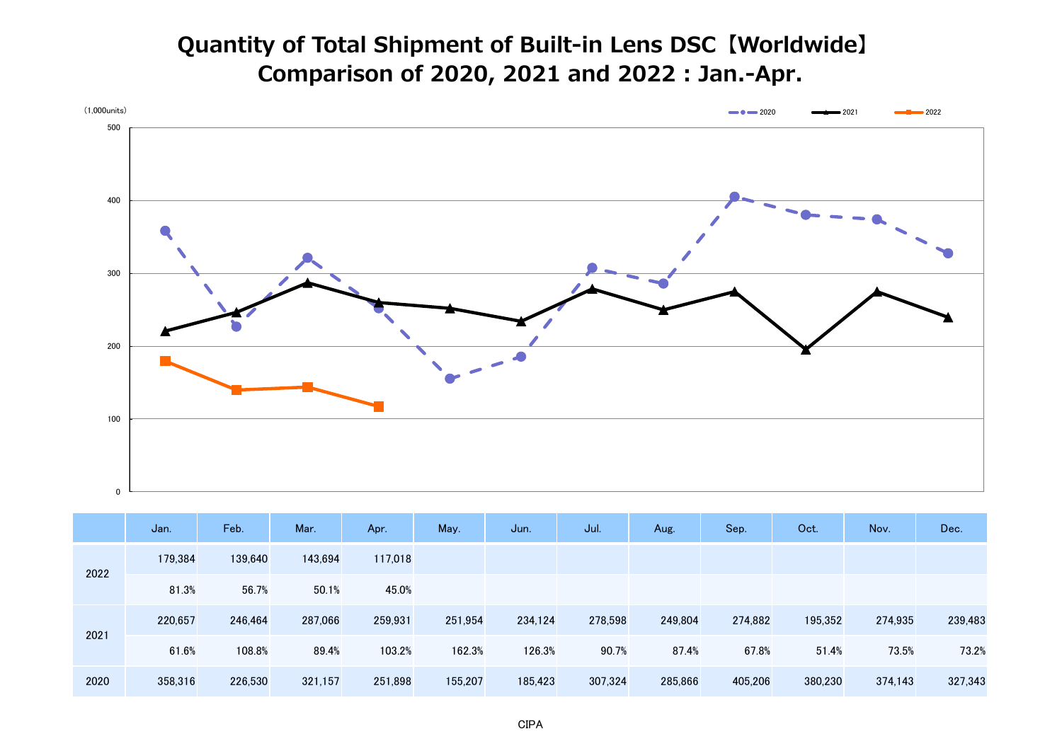# Quantity of Total Shipment of Built-in Lens DSC【Worldwide】
# Comparison of 2020, 2021 and 2022 : Jan.-Apr.

(1,000units)

2020 2021 2022

500
400
300
200
100
0

| | | Jan. | Feb. | Mar. | Apr. | May. | Jun. | Jul. | Aug. | Sep. | Oct. | Nov. | Dec. |
|---|---|---|---|---|---|---|---|---|---|---|---|---|---|
| 2022 | | 179,384 | 139,640 | 143,694 | 117,018 | | | | | | | | |
| | | 81.3% | 56.7% | 50.1% | 45.0% | | | | | | | | |
| 2021 | | 220,657 | 246,464 | 287,066 | 259,931 | 251,954 | 234,124 | 278,598 | 249,804 | 274,882 | 195,352 | 274,935 | 239,483 |
| | | 61.6% | 108.8% | 89.4% | 103.2% | 162.3% | 126.3% | 90.7% | 87.4% | 67.8% | 51.4% | 73.5% | 73.2% |
| 2020 | | 358,316 | 226,530 | 321,157 | 251,898 | 155,207 | 185,423 | 307,324 | 285,866 | 405,206 | 380,230 | 374,143 | 327,343 |

CIPA